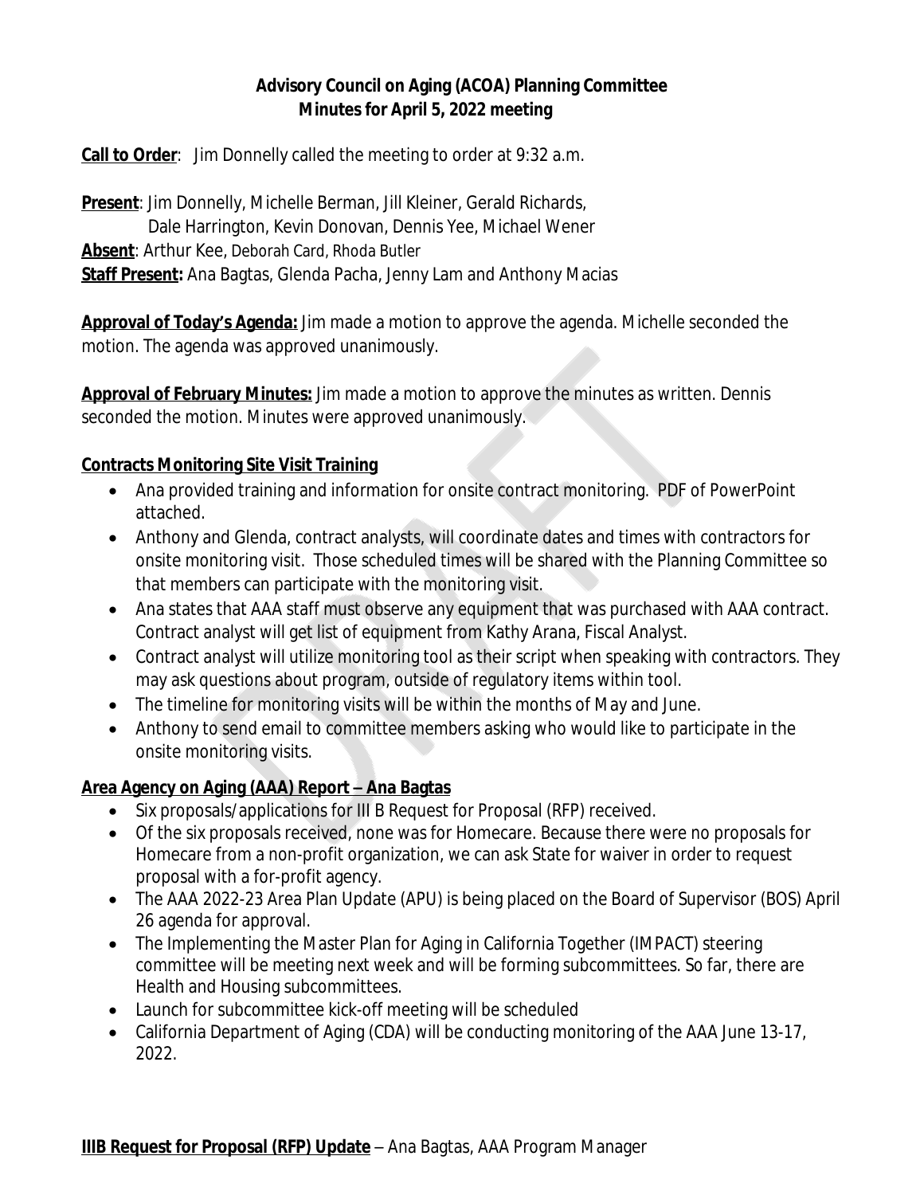**Advisory Council on Aging (ACOA) Planning Committee**
**Minutes for April 5, 2022 meeting**

**Call to Order**: Jim Donnelly called the meeting to order at 9:32 a.m.

**Present**: Jim Donnelly, Michelle Berman, Jill Kleiner, Gerald Richards, Dale Harrington, Kevin Donovan, Dennis Yee, Michael Wener
**Absent**: Arthur Kee, Deborah Card, Rhoda Butler
**Staff Present:** Ana Bagtas, Glenda Pacha, Jenny Lam and Anthony Macias

**Approval of Today's Agenda:** Jim made a motion to approve the agenda. Michelle seconded the motion. The agenda was approved unanimously.

**Approval of February Minutes:** Jim made a motion to approve the minutes as written. Dennis seconded the motion. Minutes were approved unanimously.

**Contracts Monitoring Site Visit Training**

- Ana provided training and information for onsite contract monitoring. PDF of PowerPoint attached.
- Anthony and Glenda, contract analysts, will coordinate dates and times with contractors for onsite monitoring visit. Those scheduled times will be shared with the Planning Committee so that members can participate with the monitoring visit.
- Ana states that AAA staff must observe any equipment that was purchased with AAA contract. Contract analyst will get list of equipment from Kathy Arana, Fiscal Analyst.
- Contract analyst will utilize monitoring tool as their script when speaking with contractors. They may ask questions about program, outside of regulatory items within tool.
- The timeline for monitoring visits will be within the months of May and June.
- Anthony to send email to committee members asking who would like to participate in the onsite monitoring visits.

**Area Agency on Aging (AAA) Report – Ana Bagtas**

- Six proposals/applications for III B Request for Proposal (RFP) received.
- Of the six proposals received, none was for Homecare. Because there were no proposals for Homecare from a non-profit organization, we can ask State for waiver in order to request proposal with a for-profit agency.
- The AAA 2022-23 Area Plan Update (APU) is being placed on the Board of Supervisor (BOS) April 26 agenda for approval.
- The Implementing the Master Plan for Aging in California Together (IMPACT) steering committee will be meeting next week and will be forming subcommittees. So far, there are Health and Housing subcommittees.
- Launch for subcommittee kick-off meeting will be scheduled
- California Department of Aging (CDA) will be conducting monitoring of the AAA June 13-17, 2022.

**IIIB Request for Proposal (RFP) Update** – Ana Bagtas, AAA Program Manager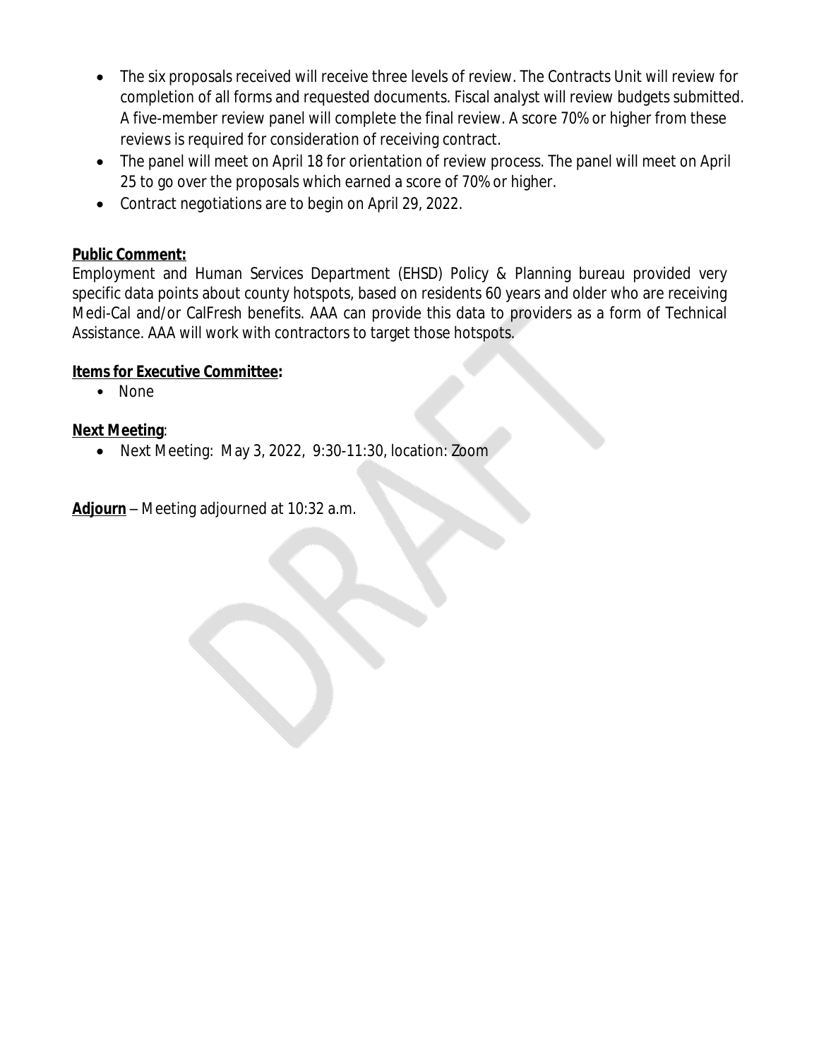- The six proposals received will receive three levels of review. The Contracts Unit will review for completion of all forms and requested documents. Fiscal analyst will review budgets submitted. A five-member review panel will complete the final review. A score 70% or higher from these reviews is required for consideration of receiving contract.
- The panel will meet on April 18 for orientation of review process. The panel will meet on April 25 to go over the proposals which earned a score of 70% or higher.
- Contract negotiations are to begin on April 29, 2022.

**Public Comment:**

Employment and Human Services Department (EHSD) Policy & Planning bureau provided very specific data points about county hotspots, based on residents 60 years and older who are receiving Medi-Cal and/or CalFresh benefits. AAA can provide this data to providers as a form of Technical Assistance. AAA will work with contractors to target those hotspots.

**Items for Executive Committee:**

- None

**Next Meeting**:

- Next Meeting: May 3, 2022, 9:30-11:30, location: Zoom

**Adjourn** – Meeting adjourned at 10:32 a.m.